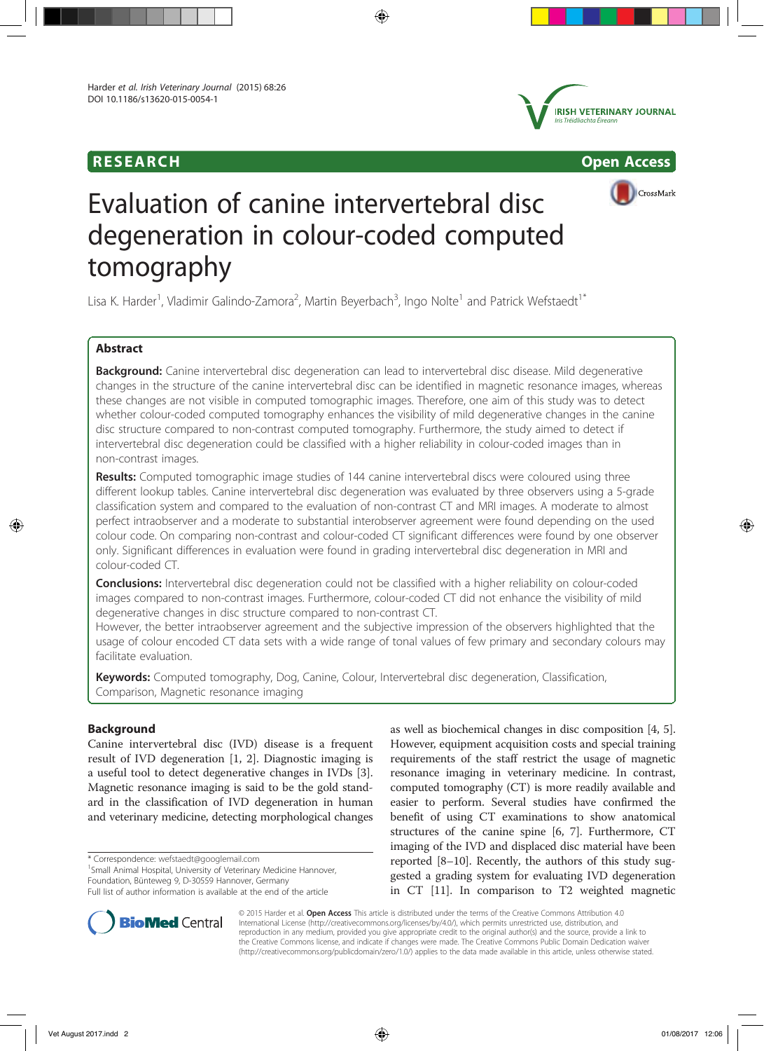RESEARCH

Open Access

# Evaluation of canine intervertebral disc degeneration in colour-coded computed tomography

Lisa K. Harder[1], Vladimir Galindo-Zamora[2], Martin Beyerbach[3], Ingo Nolte[1] and Patrick Wefstaedt[1*]

## Abstract

**Background:** Canine intervertebral disc degeneration can lead to intervertebral disc disease. Mild degenerative changes in the structure of the canine intervertebral disc can be identified in magnetic resonance images, whereas these changes are not visible in computed tomographic images. Therefore, one aim of this study was to detect whether colour-coded computed tomography enhances the visibility of mild degenerative changes in the canine disc structure compared to non-contrast computed tomography. Furthermore, the study aimed to detect if intervertebral disc degeneration could be classified with a higher reliability in colour-coded images than in non-contrast images.

**Results:** Computed tomographic image studies of 144 canine intervertebral discs were coloured using three different lookup tables. Canine intervertebral disc degeneration was evaluated by three observers using a 5-grade classification system and compared to the evaluation of non-contrast CT and MRI images. A moderate to almost perfect intraobserver and a moderate to substantial interobserver agreement were found depending on the used colour code. On comparing non-contrast and colour-coded CT significant differences were found by one observer only. Significant differences in evaluation were found in grading intervertebral disc degeneration in MRI and colour-coded CT.

**Conclusions:** Intervertebral disc degeneration could not be classified with a higher reliability on colour-coded images compared to non-contrast images. Furthermore, colour-coded CT did not enhance the visibility of mild degenerative changes in disc structure compared to non-contrast CT.

However, the better intraobserver agreement and the subjective impression of the observers highlighted that the usage of colour encoded CT data sets with a wide range of tonal values of few primary and secondary colours may facilitate evaluation.

**Keywords:** Computed tomography, Dog, Canine, Colour, Intervertebral disc degeneration, Classification, Comparison, Magnetic resonance imaging

## Background

Canine intervertebral disc (IVD) disease is a frequent result of IVD degeneration [1, 2]. Diagnostic imaging is a useful tool to detect degenerative changes in IVDs [3]. Magnetic resonance imaging is said to be the gold standard in the classification of IVD degeneration in human and veterinary medicine, detecting morphological changes as well as biochemical changes in disc composition [4, 5]. However, equipment acquisition costs and special training requirements of the staff restrict the usage of magnetic resonance imaging in veterinary medicine. In contrast, computed tomography (CT) is more readily available and easier to perform. Several studies have confirmed the benefit of using CT examinations to show anatomical structures of the canine spine [6, 7]. Furthermore, CT imaging of the IVD and displaced disc material have been reported [8–10]. Recently, the authors of this study suggested a grading system for evaluating IVD degeneration in CT [11]. In comparison to T2 weighted magnetic

* Correspondence: wefstaedt@googlemail.com
[1]Small Animal Hospital, University of Veterinary Medicine Hannover, Foundation, Bünteweg 9, D-30559 Hannover, Germany
Full list of author information is available at the end of the article

© 2015 Harder et al. **Open Access** This article is distributed under the terms of the Creative Commons Attribution 4.0 International License (http://creativecommons.org/licenses/by/4.0/), which permits unrestricted use, distribution, and reproduction in any medium, provided you give appropriate credit to the original author(s) and the source, provide a link to the Creative Commons license, and indicate if changes were made. The Creative Commons Public Domain Dedication waiver (http://creativecommons.org/publicdomain/zero/1.0/) applies to the data made available in this article, unless otherwise stated.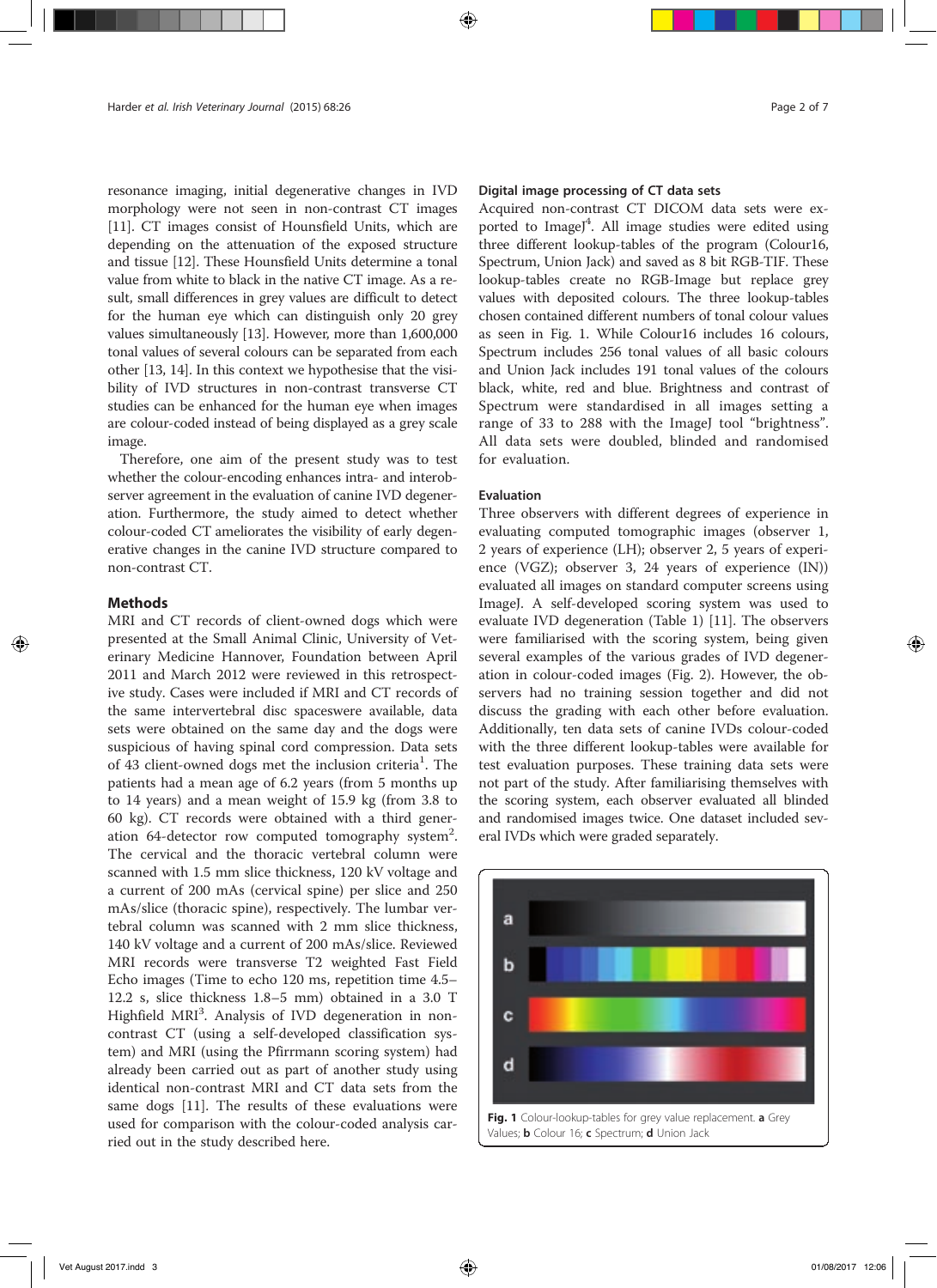resonance imaging, initial degenerative changes in IVD morphology were not seen in non-contrast CT images [11]. CT images consist of Hounsfield Units, which are depending on the attenuation of the exposed structure and tissue [12]. These Hounsfield Units determine a tonal value from white to black in the native CT image. As a result, small differences in grey values are difficult to detect for the human eye which can distinguish only 20 grey values simultaneously [13]. However, more than 1,600,000 tonal values of several colours can be separated from each other [13, 14]. In this context we hypothesise that the visibility of IVD structures in non-contrast transverse CT studies can be enhanced for the human eye when images are colour-coded instead of being displayed as a grey scale image.

Therefore, one aim of the present study was to test whether the colour-encoding enhances intra- and interobserver agreement in the evaluation of canine IVD degeneration. Furthermore, the study aimed to detect whether colour-coded CT ameliorates the visibility of early degenerative changes in the canine IVD structure compared to non-contrast CT.

## Methods

MRI and CT records of client-owned dogs which were presented at the Small Animal Clinic, University of Veterinary Medicine Hannover, Foundation between April 2011 and March 2012 were reviewed in this retrospective study. Cases were included if MRI and CT records of the same intervertebral disc spaceswere available, data sets were obtained on the same day and the dogs were suspicious of having spinal cord compression. Data sets of 43 client-owned dogs met the inclusion criteria[1]. The patients had a mean age of 6.2 years (from 5 months up to 14 years) and a mean weight of 15.9 kg (from 3.8 to 60 kg). CT records were obtained with a third generation 64-detector row computed tomography system[2]. The cervical and the thoracic vertebral column were scanned with 1.5 mm slice thickness, 120 kV voltage and a current of 200 mAs (cervical spine) per slice and 250 mAs/slice (thoracic spine), respectively. The lumbar vertebral column was scanned with 2 mm slice thickness, 140 kV voltage and a current of 200 mAs/slice. Reviewed MRI records were transverse T2 weighted Fast Field Echo images (Time to echo 120 ms, repetition time 4.5–12.2 s, slice thickness 1.8–5 mm) obtained in a 3.0 T Highfield MRI[3]. Analysis of IVD degeneration in non-contrast CT (using a self-developed classification system) and MRI (using the Pfirrmann scoring system) had already been carried out as part of another study using identical non-contrast MRI and CT data sets from the same dogs [11]. The results of these evaluations were used for comparison with the colour-coded analysis carried out in the study described here.

### Digital image processing of CT data sets

Acquired non-contrast CT DICOM data sets were exported to ImageJ[4]. All image studies were edited using three different lookup-tables of the program (Colour16, Spectrum, Union Jack) and saved as 8 bit RGB-TIF. These lookup-tables create no RGB-Image but replace grey values with deposited colours. The three lookup-tables chosen contained different numbers of tonal colour values as seen in Fig. 1. While Colour16 includes 16 colours, Spectrum includes 256 tonal values of all basic colours and Union Jack includes 191 tonal values of the colours black, white, red and blue. Brightness and contrast of Spectrum were standardised in all images setting a range of 33 to 288 with the ImageJ tool "brightness". All data sets were doubled, blinded and randomised for evaluation.

### Evaluation

Three observers with different degrees of experience in evaluating computed tomographic images (observer 1, 2 years of experience (LH); observer 2, 5 years of experience (VGZ); observer 3, 24 years of experience (IN)) evaluated all images on standard computer screens using ImageJ. A self-developed scoring system was used to evaluate IVD degeneration (Table 1) [11]. The observers were familiarised with the scoring system, being given several examples of the various grades of IVD degeneration in colour-coded images (Fig. 2). However, the observers had no training session together and did not discuss the grading with each other before evaluation. Additionally, ten data sets of canine IVDs colour-coded with the three different lookup-tables were available for test evaluation purposes. These training data sets were not part of the study. After familiarising themselves with the scoring system, each observer evaluated all blinded and randomised images twice. One dataset included several IVDs which were graded separately.

**Fig. 1** Colour-lookup-tables for grey value replacement. **a** Grey Values; **b** Colour 16; **c** Spectrum; **d** Union Jack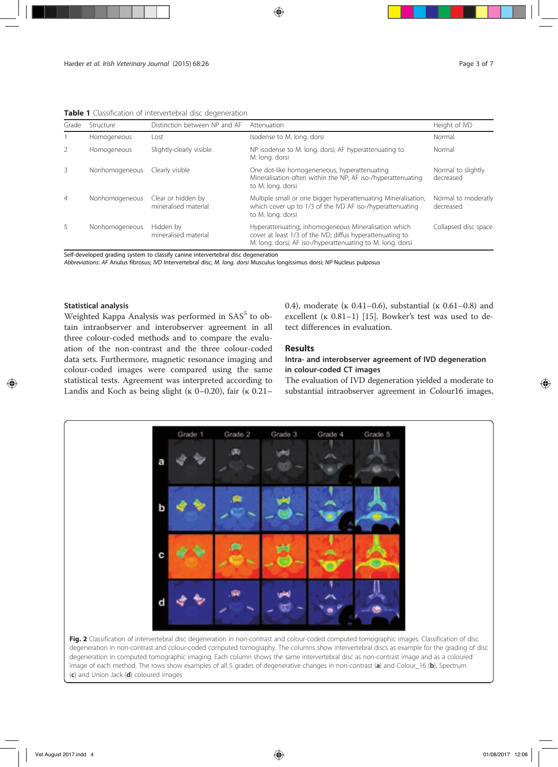**Table 1** Classification of intervertebral disc degeneration

| Grade | Structure | Distinction between NP and AF | Attenuation | Height of IVD |
|---|---|---|---|---|
| 1 | Homogeneous | Lost | Isodense to M. long. dorsi | Normal |
| 2 | Homogeneous | Slightly-clearly visible | NP isodense to M. long. dorsi; AF hyperattenuating to M. long. dorsi | Normal |
| 3 | Nonhomogeneous | Clearly visible | One dot-like homogeneneous, hyperattenuating Mineralisation often within the NP; AF iso-/hyperattenuating to M. long. dorsi | Normal to slightly decreased |
| 4 | Nonhomogeneous | Clear or hidden by mineralised material | Multiple small or one bigger hyperattenuating Mineralisation, which cover up to 1/3 of the IVD AF iso-/hyperattenuating to M. long. dorsi | Normal to moderatly decreased |
| 5 | Nonhomogeneous | Hidden by mineralised material | Hyperattenuating, inhomogeneous Mineralisation which cover at least 1/3 of the IVD; diffus hyperattenuating to M. long. dorsi; AF iso-/hyperattenuating to M. long. dorsi | Collapsed disc space |

Self-developed grading system to classify canine intervertebral disc degeneration
*Abbreviations*: *AF* Anulus fibrosus; *IVD* Intervertebral disc; *M. long. dorsi* Musculus longissimus dorsi; *NP* Nucleus pulposus

### Statistical analysis

Weighted Kappa Analysis was performed in SAS[5] to obtain intraobserver and interobserver agreement in all three colour-coded methods and to compare the evaluation of the non-contrast and the three colour-coded data sets. Furthermore, magnetic resonance imaging and colour-coded images were compared using the same statistical tests. Agreement was interpreted according to Landis and Koch as being slight (κ 0–0.20), fair (κ 0.21–0.4), moderate (κ 0.41–0.6), substantial (κ 0.61–0.8) and excellent (κ 0.81–1) [15]. Bowker's test was used to detect differences in evaluation.

## Results

### Intra- and interobserver agreement of IVD degeneration in colour-coded CT images

The evaluation of IVD degeneration yielded a moderate to substantial intraobserver agreement in Colour16 images,

**Fig. 2** Classification of intervertebral disc degeneration in non-contrast and colour-coded computed tomographic images. Classification of disc degeneration in non-contrast and colour-coded computed tomography. The columns show intervertebral discs as example for the grading of disc degeneration in computed tomographic imaging. Each column shows the same intervertebral disc as non-contrast image and as a coloured image of each method. The rows show examples of all 5 grades of degenerative changes in non-contrast (**a**) and Colour_16 (**b**), Spectrum (**c**) and Union Jack (**d**) coloured images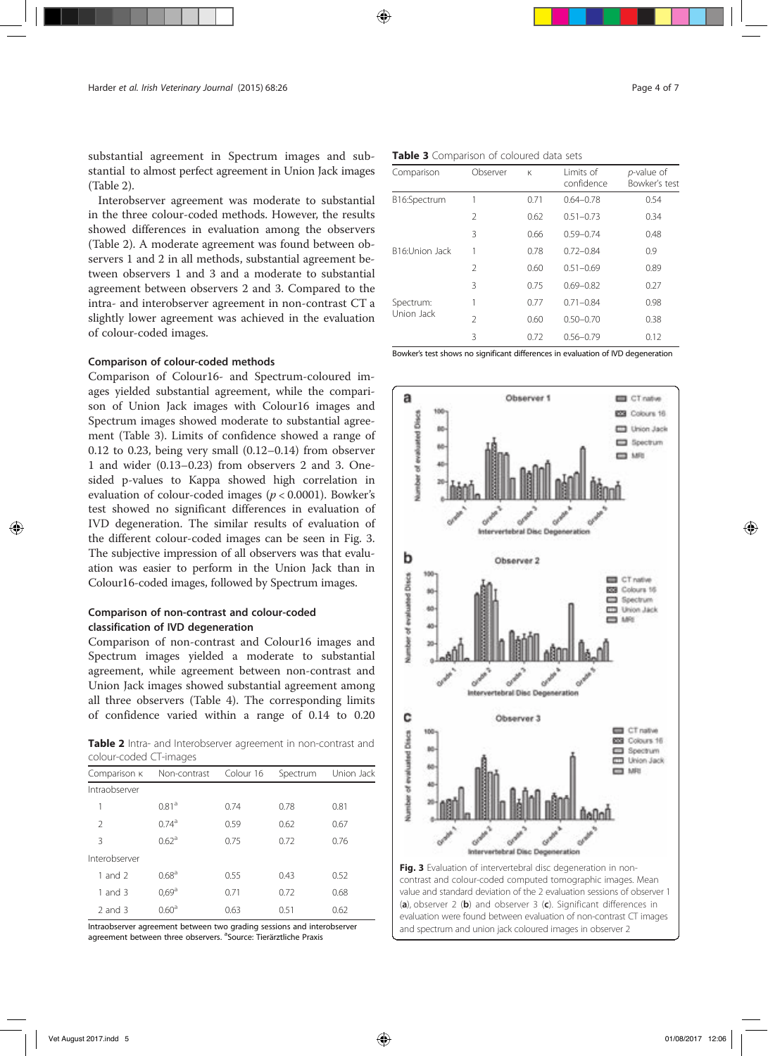substantial agreement in Spectrum images and substantial to almost perfect agreement in Union Jack images (Table 2).

Interobserver agreement was moderate to substantial in the three colour-coded methods. However, the results showed differences in evaluation among the observers (Table 2). A moderate agreement was found between observers 1 and 2 in all methods, substantial agreement between observers 1 and 3 and a moderate to substantial agreement between observers 2 and 3. Compared to the intra- and interobserver agreement in non-contrast CT a slightly lower agreement was achieved in the evaluation of colour-coded images.

### Comparison of colour-coded methods

Comparison of Colour16- and Spectrum-coloured images yielded substantial agreement, while the comparison of Union Jack images with Colour16 images and Spectrum images showed moderate to substantial agreement (Table 3). Limits of confidence showed a range of 0.12 to 0.23, being very small (0.12–0.14) from observer 1 and wider (0.13–0.23) from observers 2 and 3. One-sided p-values to Kappa showed high correlation in evaluation of colour-coded images ($p < 0.0001$). Bowker's test showed no significant differences in evaluation of IVD degeneration. The similar results of evaluation of the different colour-coded images can be seen in Fig. 3. The subjective impression of all observers was that evaluation was easier to perform in the Union Jack than in Colour16-coded images, followed by Spectrum images.

### Comparison of non-contrast and colour-coded classification of IVD degeneration

Comparison of non-contrast and Colour16 images and Spectrum images yielded a moderate to substantial agreement, while agreement between non-contrast and Union Jack images showed substantial agreement among all three observers (Table 4). The corresponding limits of confidence varied within a range of 0.14 to 0.20

**Table 2** Intra- and Interobserver agreement in non-contrast and colour-coded CT-images

| Comparison κ | Non-contrast | Colour 16 | Spectrum | Union Jack |
|---|---|---|---|---|
| Intraobserver | | | | |
| 1 | 0.81[a] | 0.74 | 0.78 | 0.81 |
| 2 | 0.74[a] | 0.59 | 0.62 | 0.67 |
| 3 | 0.62[a] | 0.75 | 0.72 | 0.76 |
| Interobserver | | | | |
| 1 and 2 | 0.68[a] | 0.55 | 0.43 | 0.52 |
| 1 and 3 | 0,69[a] | 0.71 | 0.72 | 0.68 |
| 2 and 3 | 0.60[a] | 0.63 | 0.51 | 0.62 |

Intraobserver agreement between two grading sessions and interobserver agreement between three observers. [a]Source: Tierärztliche Praxis

**Table 3** Comparison of coloured data sets

| Comparison | Observer | κ | Limits of confidence | *p*-value of Bowker's test |
|---|---|---|---|---|
| B16:Spectrum | 1 | 0.71 | 0.64–0.78 | 0.54 |
| | 2 | 0.62 | 0.51–0.73 | 0.34 |
| | 3 | 0.66 | 0.59–0.74 | 0.48 |
| B16:Union Jack | 1 | 0.78 | 0.72–0.84 | 0.9 |
| | 2 | 0.60 | 0.51–0.69 | 0.89 |
| | 3 | 0.75 | 0.69–0.82 | 0.27 |
| Spectrum: Union Jack | 1 | 0.77 | 0.71–0.84 | 0.98 |
| | 2 | 0.60 | 0.50–0.70 | 0.38 |
| | 3 | 0.72 | 0.56–0.79 | 0.12 |

Bowker's test shows no significant differences in evaluation of IVD degeneration

**Fig. 3** Evaluation of intervertebral disc degeneration in non-contrast and colour-coded computed tomographic images. Mean value and standard deviation of the 2 evaluation sessions of observer 1 (**a**), observer 2 (**b**) and observer 3 (**c**). Significant differences in evaluation were found between evaluation of non-contrast CT images and spectrum and union jack coloured images in observer 2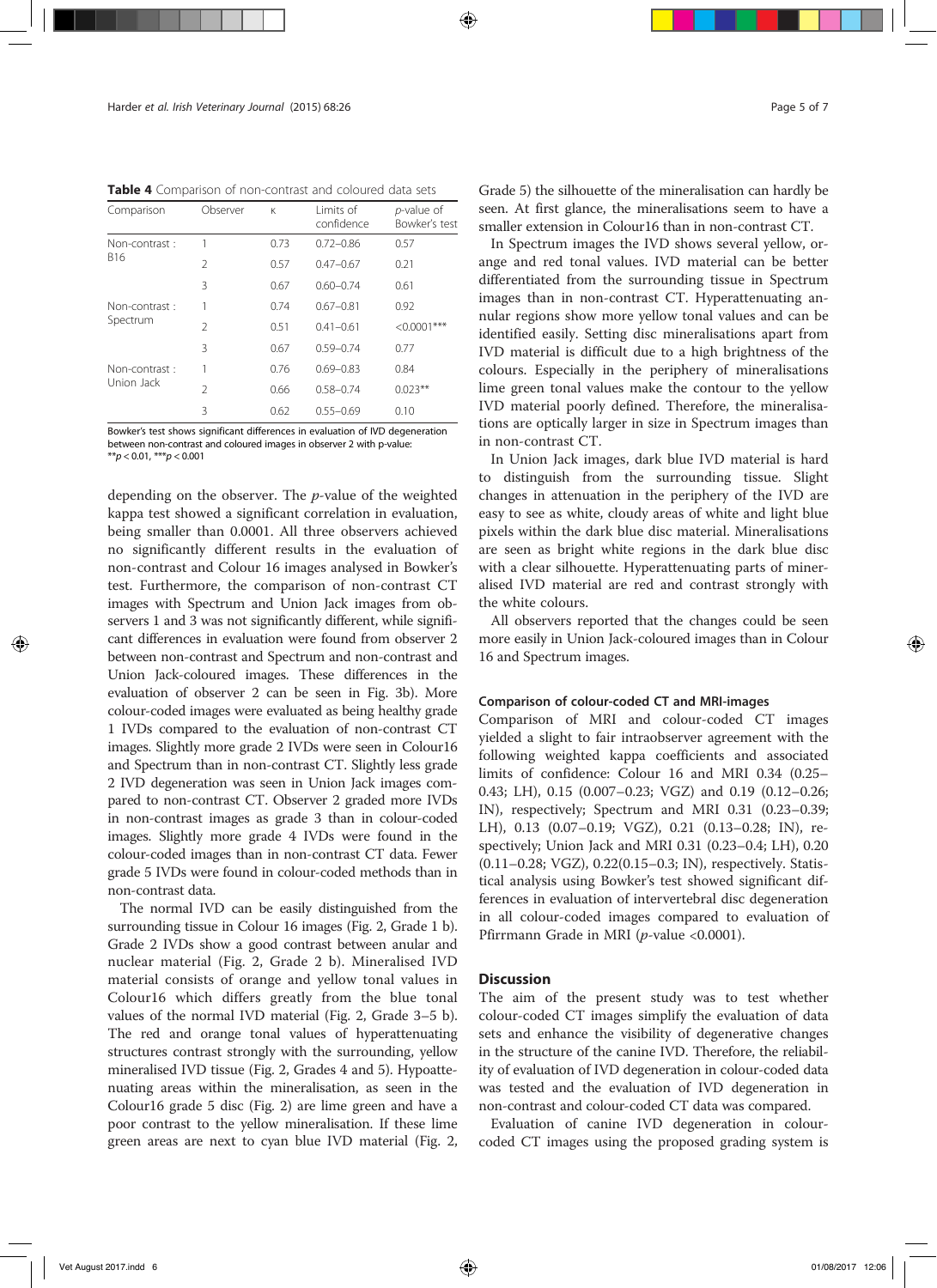**Table 4** Comparison of non-contrast and coloured data sets

| Comparison | Observer | κ | Limits of confidence | p-value of Bowker's test |
|---|---|---|---|---|
| Non-contrast : B16 | 1 | 0.73 | 0.72–0.86 | 0.57 |
| | 2 | 0.57 | 0.47–0.67 | 0.21 |
| | 3 | 0.67 | 0.60–0.74 | 0.61 |
| Non-contrast : Spectrum | 1 | 0.74 | 0.67–0.81 | 0.92 |
| | 2 | 0.51 | 0.41–0.61 | <0.0001*** |
| | 3 | 0.67 | 0.59–0.74 | 0.77 |
| Non-contrast : Union Jack | 1 | 0.76 | 0.69–0.83 | 0.84 |
| | 2 | 0.66 | 0.58–0.74 | 0.023** |
| | 3 | 0.62 | 0.55–0.69 | 0.10 |

Bowker's test shows significant differences in evaluation of IVD degeneration between non-contrast and coloured images in observer 2 with p-value: ** $p < 0.01$, *** $p < 0.001$

depending on the observer. The *p*-value of the weighted kappa test showed a significant correlation in evaluation, being smaller than 0.0001. All three observers achieved no significantly different results in the evaluation of non-contrast and Colour 16 images analysed in Bowker's test. Furthermore, the comparison of non-contrast CT images with Spectrum and Union Jack images from observers 1 and 3 was not significantly different, while significant differences in evaluation were found from observer 2 between non-contrast and Spectrum and non-contrast and Union Jack-coloured images. These differences in the evaluation of observer 2 can be seen in Fig. 3b). More colour-coded images were evaluated as being healthy grade 1 IVDs compared to the evaluation of non-contrast CT images. Slightly more grade 2 IVDs were seen in Colour16 and Spectrum than in non-contrast CT. Slightly less grade 2 IVD degeneration was seen in Union Jack images compared to non-contrast CT. Observer 2 graded more IVDs in non-contrast images as grade 3 than in colour-coded images. Slightly more grade 4 IVDs were found in the colour-coded images than in non-contrast CT data. Fewer grade 5 IVDs were found in colour-coded methods than in non-contrast data.

The normal IVD can be easily distinguished from the surrounding tissue in Colour 16 images (Fig. 2, Grade 1 b). Grade 2 IVDs show a good contrast between anular and nuclear material (Fig. 2, Grade 2 b). Mineralised IVD material consists of orange and yellow tonal values in Colour16 which differs greatly from the blue tonal values of the normal IVD material (Fig. 2, Grade 3–5 b). The red and orange tonal values of hyperattenuating structures contrast strongly with the surrounding, yellow mineralised IVD tissue (Fig. 2, Grades 4 and 5). Hypoattenuating areas within the mineralisation, as seen in the Colour16 grade 5 disc (Fig. 2) are lime green and have a poor contrast to the yellow mineralisation. If these lime green areas are next to cyan blue IVD material (Fig. 2, Grade 5) the silhouette of the mineralisation can hardly be seen. At first glance, the mineralisations seem to have a smaller extension in Colour16 than in non-contrast CT.

In Spectrum images the IVD shows several yellow, orange and red tonal values. IVD material can be better differentiated from the surrounding tissue in Spectrum images than in non-contrast CT. Hyperattenuating anular regions show more yellow tonal values and can be identified easily. Setting disc mineralisations apart from IVD material is difficult due to a high brightness of the colours. Especially in the periphery of mineralisations lime green tonal values make the contour to the yellow IVD material poorly defined. Therefore, the mineralisations are optically larger in size in Spectrum images than in non-contrast CT.

In Union Jack images, dark blue IVD material is hard to distinguish from the surrounding tissue. Slight changes in attenuation in the periphery of the IVD are easy to see as white, cloudy areas of white and light blue pixels within the dark blue disc material. Mineralisations are seen as bright white regions in the dark blue disc with a clear silhouette. Hyperattenuating parts of mineralised IVD material are red and contrast strongly with the white colours.

All observers reported that the changes could be seen more easily in Union Jack-coloured images than in Colour 16 and Spectrum images.

#### Comparison of colour-coded CT and MRI-images

Comparison of MRI and colour-coded CT images yielded a slight to fair intraobserver agreement with the following weighted kappa coefficients and associated limits of confidence: Colour 16 and MRI 0.34 (0.25–0.43; LH), 0.15 (0.007–0.23; VGZ) and 0.19 (0.12–0.26; IN), respectively; Spectrum and MRI 0.31 (0.23–0.39; LH), 0.13 (0.07–0.19; VGZ), 0.21 (0.13–0.28; IN), respectively; Union Jack and MRI 0.31 (0.23–0.4; LH), 0.20 (0.11–0.28; VGZ), 0.22(0.15–0.3; IN), respectively. Statistical analysis using Bowker's test showed significant differences in evaluation of intervertebral disc degeneration in all colour-coded images compared to evaluation of Pfirrmann Grade in MRI (*p*-value <0.0001).

## Discussion

The aim of the present study was to test whether colour-coded CT images simplify the evaluation of data sets and enhance the visibility of degenerative changes in the structure of the canine IVD. Therefore, the reliability of evaluation of IVD degeneration in colour-coded data was tested and the evaluation of IVD degeneration in non-contrast and colour-coded CT data was compared.

Evaluation of canine IVD degeneration in colour-coded CT images using the proposed grading system is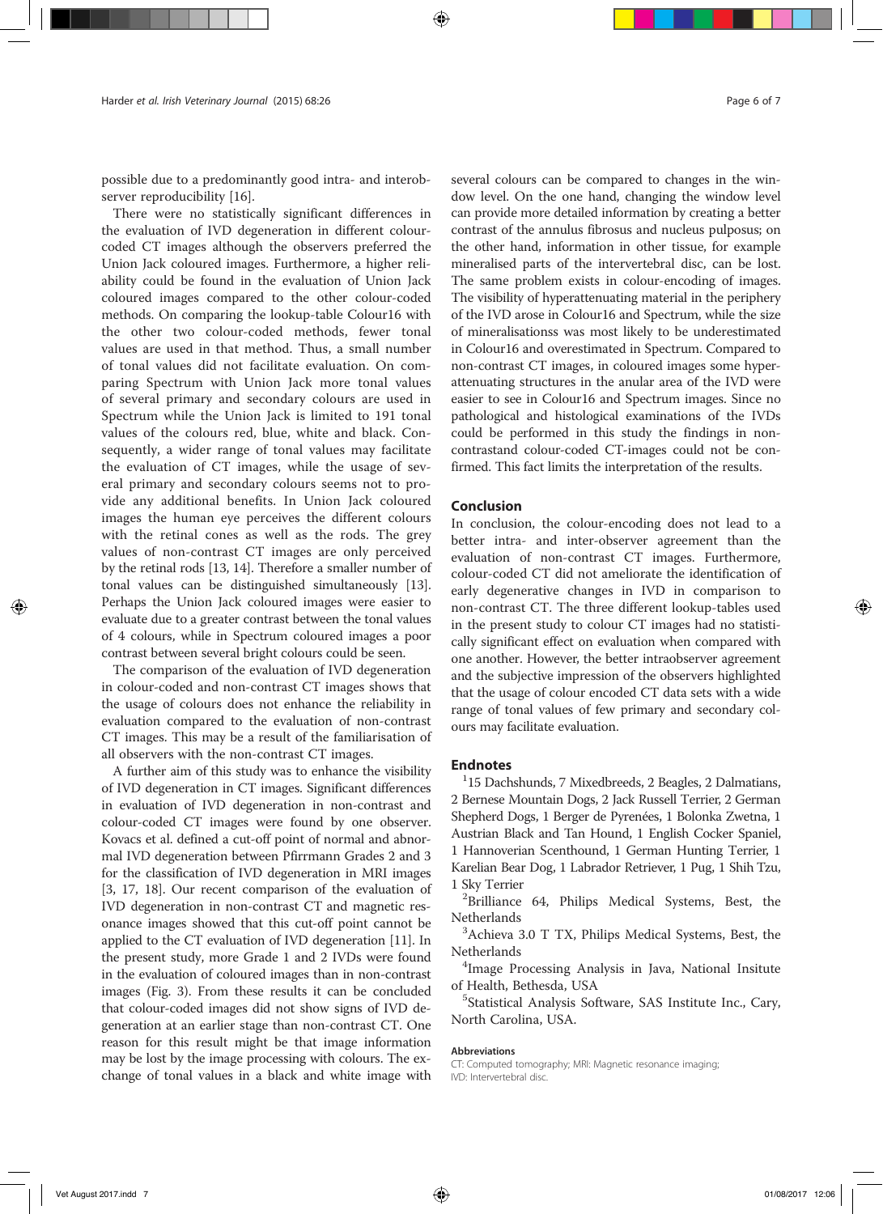possible due to a predominantly good intra- and interobserver reproducibility [16].

There were no statistically significant differences in the evaluation of IVD degeneration in different colour-coded CT images although the observers preferred the Union Jack coloured images. Furthermore, a higher reliability could be found in the evaluation of Union Jack coloured images compared to the other colour-coded methods. On comparing the lookup-table Colour16 with the other two colour-coded methods, fewer tonal values are used in that method. Thus, a small number of tonal values did not facilitate evaluation. On comparing Spectrum with Union Jack more tonal values of several primary and secondary colours are used in Spectrum while the Union Jack is limited to 191 tonal values of the colours red, blue, white and black. Consequently, a wider range of tonal values may facilitate the evaluation of CT images, while the usage of several primary and secondary colours seems not to provide any additional benefits. In Union Jack coloured images the human eye perceives the different colours with the retinal cones as well as the rods. The grey values of non-contrast CT images are only perceived by the retinal rods [13, 14]. Therefore a smaller number of tonal values can be distinguished simultaneously [13]. Perhaps the Union Jack coloured images were easier to evaluate due to a greater contrast between the tonal values of 4 colours, while in Spectrum coloured images a poor contrast between several bright colours could be seen.

The comparison of the evaluation of IVD degeneration in colour-coded and non-contrast CT images shows that the usage of colours does not enhance the reliability in evaluation compared to the evaluation of non-contrast CT images. This may be a result of the familiarisation of all observers with the non-contrast CT images.

A further aim of this study was to enhance the visibility of IVD degeneration in CT images. Significant differences in evaluation of IVD degeneration in non-contrast and colour-coded CT images were found by one observer. Kovacs et al. defined a cut-off point of normal and abnormal IVD degeneration between Pfirrmann Grades 2 and 3 for the classification of IVD degeneration in MRI images [3, 17, 18]. Our recent comparison of the evaluation of IVD degeneration in non-contrast CT and magnetic resonance images showed that this cut-off point cannot be applied to the CT evaluation of IVD degeneration [11]. In the present study, more Grade 1 and 2 IVDs were found in the evaluation of coloured images than in non-contrast images (Fig. 3). From these results it can be concluded that colour-coded images did not show signs of IVD degeneration at an earlier stage than non-contrast CT. One reason for this result might be that image information may be lost by the image processing with colours. The exchange of tonal values in a black and white image with several colours can be compared to changes in the window level. On the one hand, changing the window level can provide more detailed information by creating a better contrast of the annulus fibrosus and nucleus pulposus; on the other hand, information in other tissue, for example mineralised parts of the intervertebral disc, can be lost. The same problem exists in colour-encoding of images. The visibility of hyperattenuating material in the periphery of the IVD arose in Colour16 and Spectrum, while the size of mineralisationss was most likely to be underestimated in Colour16 and overestimated in Spectrum. Compared to non-contrast CT images, in coloured images some hyperattenuating structures in the anular area of the IVD were easier to see in Colour16 and Spectrum images. Since no pathological and histological examinations of the IVDs could be performed in this study the findings in non-contrastand colour-coded CT-images could not be confirmed. This fact limits the interpretation of the results.

## Conclusion

In conclusion, the colour-encoding does not lead to a better intra- and inter-observer agreement than the evaluation of non-contrast CT images. Furthermore, colour-coded CT did not ameliorate the identification of early degenerative changes in IVD in comparison to non-contrast CT. The three different lookup-tables used in the present study to colour CT images had no statistically significant effect on evaluation when compared with one another. However, the better intraobserver agreement and the subjective impression of the observers highlighted that the usage of colour encoded CT data sets with a wide range of tonal values of few primary and secondary colours may facilitate evaluation.

## Endnotes

[1]15 Dachshunds, 7 Mixedbreeds, 2 Beagles, 2 Dalmatians, 2 Bernese Mountain Dogs, 2 Jack Russell Terrier, 2 German Shepherd Dogs, 1 Berger de Pyrenées, 1 Bolonka Zwetna, 1 Austrian Black and Tan Hound, 1 English Cocker Spaniel, 1 Hannoverian Scenthound, 1 German Hunting Terrier, 1 Karelian Bear Dog, 1 Labrador Retriever, 1 Pug, 1 Shih Tzu, 1 Sky Terrier

[2]Brilliance 64, Philips Medical Systems, Best, the Netherlands

[3]Achieva 3.0 T TX, Philips Medical Systems, Best, the Netherlands

[4]Image Processing Analysis in Java, National Insitute of Health, Bethesda, USA

[5]Statistical Analysis Software, SAS Institute Inc., Cary, North Carolina, USA.

#### Abbreviations

CT: Computed tomography; MRI: Magnetic resonance imaging; IVD: Intervertebral disc.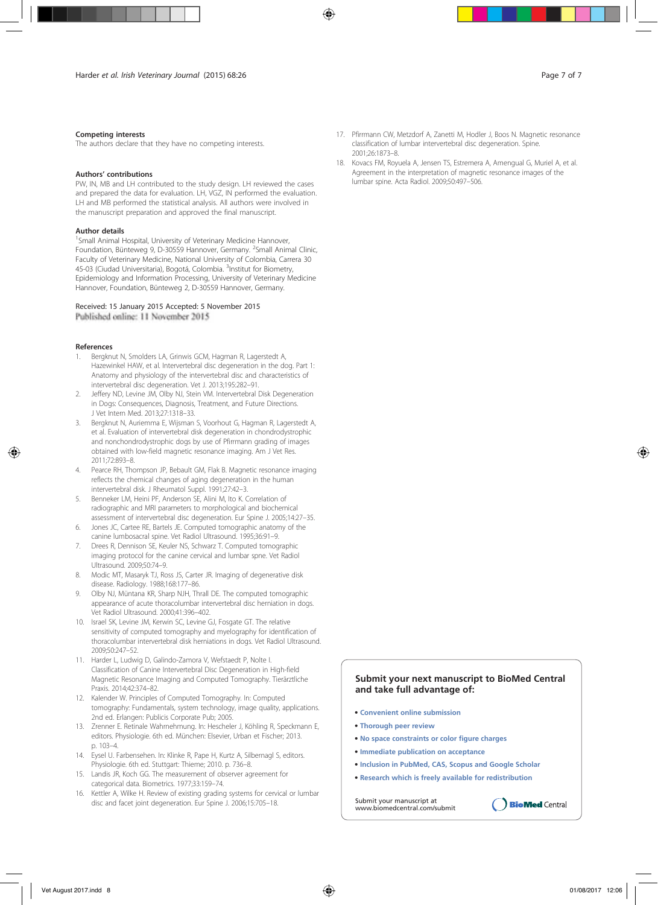#### Competing interests

The authors declare that they have no competing interests.

#### Authors' contributions

PW, IN, MB and LH contributed to the study design. LH reviewed the cases and prepared the data for evaluation. LH, VGZ, IN performed the evaluation. LH and MB performed the statistical analysis. All authors were involved in the manuscript preparation and approved the final manuscript.

#### Author details

[1]Small Animal Hospital, University of Veterinary Medicine Hannover, Foundation, Bünteweg 9, D-30559 Hannover, Germany. [2]Small Animal Clinic, Faculty of Veterinary Medicine, National University of Colombia, Carrera 30 45-03 (Ciudad Universitaria), Bogotá, Colombia. [3]Institut for Biometry, Epidemiology and Information Processing, University of Veterinary Medicine Hannover, Foundation, Bünteweg 2, D-30559 Hannover, Germany.

Received: 15 January 2015 Accepted: 5 November 2015
Published online: 11 November 2015

#### References

1. Bergknut N, Smolders LA, Grinwis GCM, Hagman R, Lagerstedt A, Hazewinkel HAW, et al. Intervertebral disc degeneration in the dog. Part 1: Anatomy and physiology of the intervertebral disc and characteristics of intervertebral disc degeneration. Vet J. 2013;195:282–91.
2. Jeffery ND, Levine JM, Olby NJ, Stein VM. Intervertebral Disk Degeneration in Dogs: Consequences, Diagnosis, Treatment, and Future Directions. J Vet Intern Med. 2013;27:1318–33.
3. Bergknut N, Auriemma E, Wijsman S, Voorhout G, Hagman R, Lagerstedt A, et al. Evaluation of intervertebral disk degeneration in chondrodystrophic and nonchondrodystrophic dogs by use of Pfirrmann grading of images obtained with low-field magnetic resonance imaging. Am J Vet Res. 2011;72:893–8.
4. Pearce RH, Thompson JP, Bebault GM, Flak B. Magnetic resonance imaging reflects the chemical changes of aging degeneration in the human intervertebral disk. J Rheumatol Suppl. 1991;27:42–3.
5. Benneker LM, Heini PF, Anderson SE, Alini M, Ito K. Correlation of radiographic and MRI parameters to morphological and biochemical assessment of intervertebral disc degeneration. Eur Spine J. 2005;14:27–35.
6. Jones JC, Cartee RE, Bartels JE. Computed tomographic anatomy of the canine lumbosacral spine. Vet Radiol Ultrasound. 1995;36:91–9.
7. Drees R, Dennison SE, Keuler NS, Schwarz T. Computed tomographic imaging protocol for the canine cervical and lumbar spne. Vet Radiol Ultrasound. 2009;50:74–9.
8. Modic MT, Masaryk TJ, Ross JS, Carter JR. Imaging of degenerative disk disease. Radiology. 1988;168:177–86.
9. Olby NJ, Müntana KR, Sharp NJH, Thrall DE. The computed tomographic appearance of acute thoracolumbar intervertebral disc herniation in dogs. Vet Radiol Ultrasound. 2000;41:396–402.
10. Israel SK, Levine JM, Kerwin SC, Levine GJ, Fosgate GT. The relative sensitivity of computed tomography and myelography for identification of thoracolumbar intervertebral disk herniations in dogs. Vet Radiol Ultrasound. 2009;50:247–52.
11. Harder L, Ludwig D, Galindo-Zamora V, Wefstaedt P, Nolte I. Classification of Canine Intervertebral Disc Degeneration in High-field Magnetic Resonance Imaging and Computed Tomography. Tierärztliche Praxis. 2014;42:374–82.
12. Kalender W. Principles of Computed Tomography. In: Computed tomography: Fundamentals, system technology, image quality, applications. 2nd ed. Erlangen: Publicis Corporate Pub; 2005.
13. Zrenner E. Retinale Wahrnehmung. In: Hescheler J, Köhling R, Speckmann E, editors. Physiologie. 6th ed. München: Elsevier, Urban et Fischer; 2013. p. 103–4.
14. Eysel U. Farbensehen. In: Klinke R, Pape H, Kurtz A, Silbernagl S, editors. Physiologie. 6th ed. Stuttgart: Thieme; 2010. p. 736–8.
15. Landis JR, Koch GG. The measurement of observer agreement for categorical data. Biometrics. 1977;33:159–74.
16. Kettler A, Wilke H. Review of existing grading systems for cervical or lumbar disc and facet joint degeneration. Eur Spine J. 2006;15:705–18.
17. Pfirrmann CW, Metzdorf A, Zanetti M, Hodler J, Boos N. Magnetic resonance classification of lumbar intervertebral disc degeneration. Spine. 2001;26:1873–8.
18. Kovacs FM, Royuela A, Jensen TS, Estremera A, Amengual G, Muriel A, et al. Agreement in the interpretation of magnetic resonance images of the lumbar spine. Acta Radiol. 2009;50:497–506.

**Submit your next manuscript to BioMed Central and take full advantage of:**

- Convenient online submission
- Thorough peer review
- No space constraints or color figure charges
- Immediate publication on acceptance
- Inclusion in PubMed, CAS, Scopus and Google Scholar
- Research which is freely available for redistribution

Submit your manuscript at
www.biomedcentral.com/submit